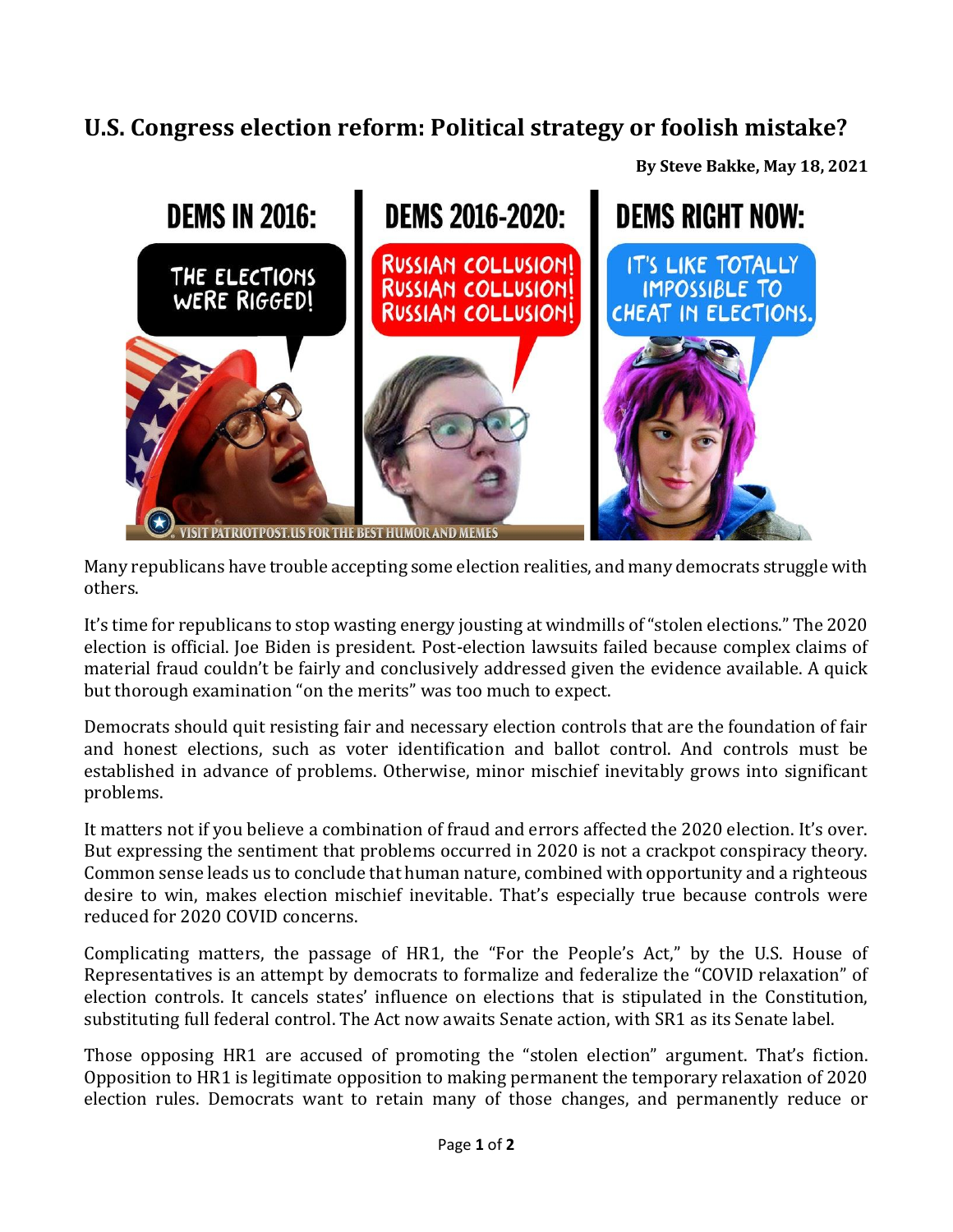# U.S. Congress election reform: Political strategy or foolish mistake?

**By Steve Bakke, May 18, 2021**

Many republicans have trouble accepting some election realities, and many democrats struggle with others.

It's time for republicans to stop wasting energy jousting at windmills of "stolen elections." The 2020 election is official. Joe Biden is president. Post-election lawsuits failed because complex claims of material fraud couldn't be fairly and conclusively addressed given the evidence available. A quick but thorough examination "on the merits" was too much to expect.

Democrats should quit resisting fair and necessary election controls that are the foundation of fair and honest elections, such as voter identification and ballot control. And controls must be established in advance of problems. Otherwise, minor mischief inevitably grows into significant problems.

It matters not if you believe a combination of fraud and errors affected the 2020 election. It's over. But expressing the sentiment that problems occurred in 2020 is not a crackpot conspiracy theory. Common sense leads us to conclude that human nature, combined with opportunity and a righteous desire to win, makes election mischief inevitable. That's especially true because controls were reduced for 2020 COVID concerns.

Complicating matters, the passage of HR1, the "For the People's Act," by the U.S. House of Representatives is an attempt by democrats to formalize and federalize the "COVID relaxation" of election controls. It cancels states' influence on elections that is stipulated in the Constitution, substituting full federal control. The Act now awaits Senate action, with SR1 as its Senate label.

Those opposing HR1 are accused of promoting the "stolen election" argument. That's fiction. Opposition to HR1 is legitimate opposition to making permanent the temporary relaxation of 2020 election rules. Democrats want to retain many of those changes, and permanently reduce or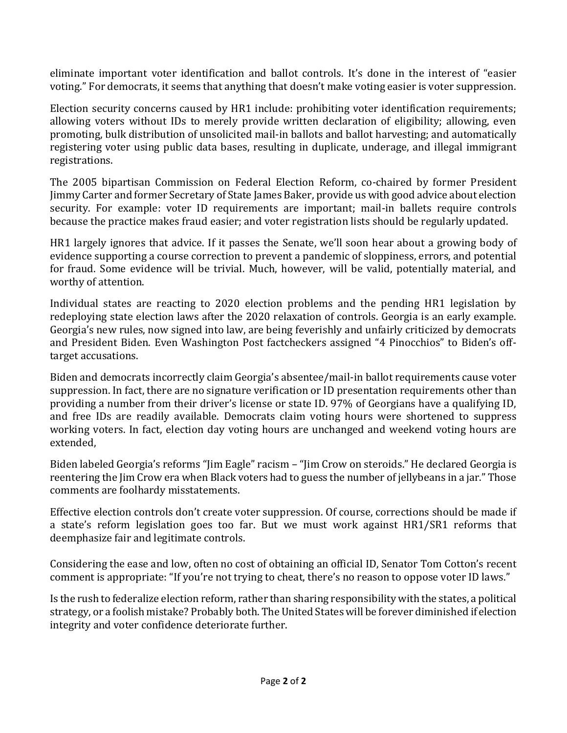eliminate important voter identification and ballot controls. It's done in the interest of "easier voting." For democrats, it seems that anything that doesn't make voting easier is voter suppression.

Election security concerns caused by HR1 include: prohibiting voter identification requirements; allowing voters without IDs to merely provide written declaration of eligibility; allowing, even promoting, bulk distribution of unsolicited mail-in ballots and ballot harvesting; and automatically registering voter using public data bases, resulting in duplicate, underage, and illegal immigrant registrations.

The 2005 bipartisan Commission on Federal Election Reform, co-chaired by former President Jimmy Carter and former Secretary of State James Baker, provide us with good advice about election security. For example: voter ID requirements are important; mail-in ballets require controls because the practice makes fraud easier; and voter registration lists should be regularly updated.

HR1 largely ignores that advice. If it passes the Senate, we'll soon hear about a growing body of evidence supporting a course correction to prevent a pandemic of sloppiness, errors, and potential for fraud. Some evidence will be trivial. Much, however, will be valid, potentially material, and worthy of attention.

Individual states are reacting to 2020 election problems and the pending HR1 legislation by redeploying state election laws after the 2020 relaxation of controls. Georgia is an early example. Georgia's new rules, now signed into law, are being feverishly and unfairly criticized by democrats and President Biden. Even Washington Post factcheckers assigned "4 Pinocchios" to Biden's off-target accusations.

Biden and democrats incorrectly claim Georgia's absentee/mail-in ballot requirements cause voter suppression. In fact, there are no signature verification or ID presentation requirements other than providing a number from their driver's license or state ID. 97% of Georgians have a qualifying ID, and free IDs are readily available. Democrats claim voting hours were shortened to suppress working voters. In fact, election day voting hours are unchanged and weekend voting hours are extended,

Biden labeled Georgia's reforms "Jim Eagle" racism – "Jim Crow on steroids." He declared Georgia is reentering the Jim Crow era when Black voters had to guess the number of jellybeans in a jar." Those comments are foolhardy misstatements.

Effective election controls don't create voter suppression. Of course, corrections should be made if a state's reform legislation goes too far. But we must work against HR1/SR1 reforms that deemphasize fair and legitimate controls.

Considering the ease and low, often no cost of obtaining an official ID, Senator Tom Cotton's recent comment is appropriate: "If you're not trying to cheat, there's no reason to oppose voter ID laws."

Is the rush to federalize election reform, rather than sharing responsibility with the states, a political strategy, or a foolish mistake? Probably both. The United States will be forever diminished if election integrity and voter confidence deteriorate further.